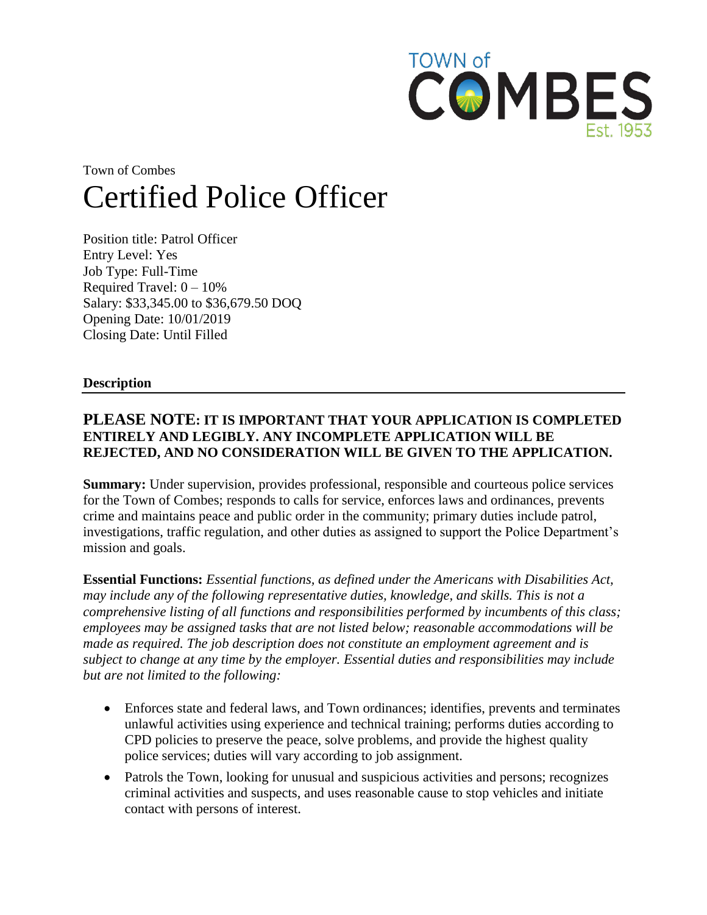TOWN of COMBES Est. 1953

Town of Combes

# Certified Police Officer

Position title: Patrol Officer
Entry Level: Yes
Job Type: Full-Time
Required Travel: 0 – 10%
Salary: $33,345.00 to $36,679.50 DOQ
Opening Date: 10/01/2019
Closing Date: Until Filled

## Description

### PLEASE NOTE: IT IS IMPORTANT THAT YOUR APPLICATION IS COMPLETED ENTIRELY AND LEGIBLY. ANY INCOMPLETE APPLICATION WILL BE REJECTED, AND NO CONSIDERATION WILL BE GIVEN TO THE APPLICATION.

**Summary:** Under supervision, provides professional, responsible and courteous police services for the Town of Combes; responds to calls for service, enforces laws and ordinances, prevents crime and maintains peace and public order in the community; primary duties include patrol, investigations, traffic regulation, and other duties as assigned to support the Police Department's mission and goals.

**Essential Functions:** *Essential functions, as defined under the Americans with Disabilities Act, may include any of the following representative duties, knowledge, and skills. This is not a comprehensive listing of all functions and responsibilities performed by incumbents of this class; employees may be assigned tasks that are not listed below; reasonable accommodations will be made as required. The job description does not constitute an employment agreement and is subject to change at any time by the employer. Essential duties and responsibilities may include but are not limited to the following:*

- Enforces state and federal laws, and Town ordinances; identifies, prevents and terminates unlawful activities using experience and technical training; performs duties according to CPD policies to preserve the peace, solve problems, and provide the highest quality police services; duties will vary according to job assignment.
- Patrols the Town, looking for unusual and suspicious activities and persons; recognizes criminal activities and suspects, and uses reasonable cause to stop vehicles and initiate contact with persons of interest.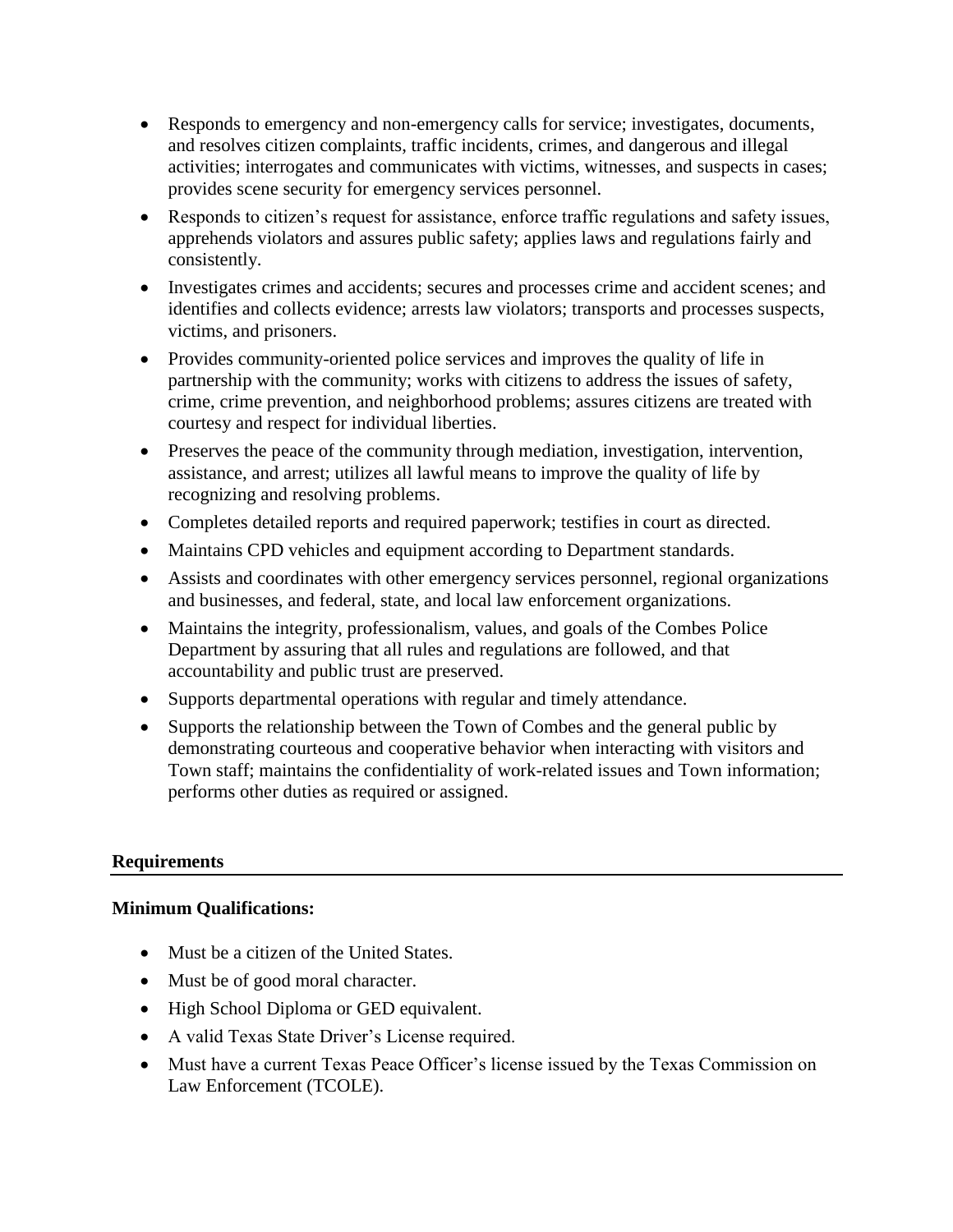- Responds to emergency and non-emergency calls for service; investigates, documents, and resolves citizen complaints, traffic incidents, crimes, and dangerous and illegal activities; interrogates and communicates with victims, witnesses, and suspects in cases; provides scene security for emergency services personnel.
- Responds to citizen's request for assistance, enforce traffic regulations and safety issues, apprehends violators and assures public safety; applies laws and regulations fairly and consistently.
- Investigates crimes and accidents; secures and processes crime and accident scenes; and identifies and collects evidence; arrests law violators; transports and processes suspects, victims, and prisoners.
- Provides community-oriented police services and improves the quality of life in partnership with the community; works with citizens to address the issues of safety, crime, crime prevention, and neighborhood problems; assures citizens are treated with courtesy and respect for individual liberties.
- Preserves the peace of the community through mediation, investigation, intervention, assistance, and arrest; utilizes all lawful means to improve the quality of life by recognizing and resolving problems.
- Completes detailed reports and required paperwork; testifies in court as directed.
- Maintains CPD vehicles and equipment according to Department standards.
- Assists and coordinates with other emergency services personnel, regional organizations and businesses, and federal, state, and local law enforcement organizations.
- Maintains the integrity, professionalism, values, and goals of the Combes Police Department by assuring that all rules and regulations are followed, and that accountability and public trust are preserved.
- Supports departmental operations with regular and timely attendance.
- Supports the relationship between the Town of Combes and the general public by demonstrating courteous and cooperative behavior when interacting with visitors and Town staff; maintains the confidentiality of work-related issues and Town information; performs other duties as required or assigned.

## Requirements

**Minimum Qualifications:**

- Must be a citizen of the United States.
- Must be of good moral character.
- High School Diploma or GED equivalent.
- A valid Texas State Driver's License required.
- Must have a current Texas Peace Officer's license issued by the Texas Commission on Law Enforcement (TCOLE).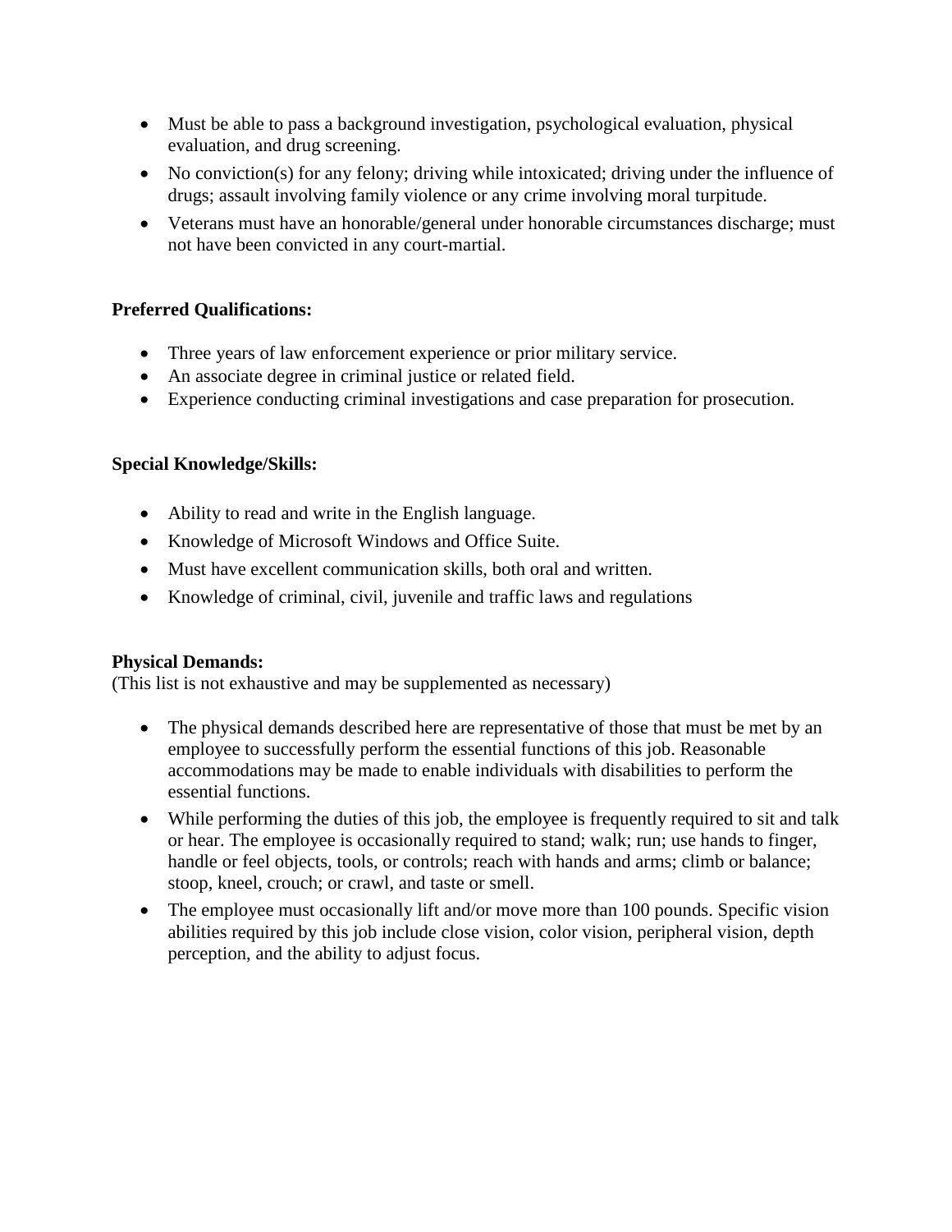- Must be able to pass a background investigation, psychological evaluation, physical evaluation, and drug screening.
- No conviction(s) for any felony; driving while intoxicated; driving under the influence of drugs; assault involving family violence or any crime involving moral turpitude.
- Veterans must have an honorable/general under honorable circumstances discharge; must not have been convicted in any court-martial.

**Preferred Qualifications:**

- Three years of law enforcement experience or prior military service.
- An associate degree in criminal justice or related field.
- Experience conducting criminal investigations and case preparation for prosecution.

**Special Knowledge/Skills:**

- Ability to read and write in the English language.
- Knowledge of Microsoft Windows and Office Suite.
- Must have excellent communication skills, both oral and written.
- Knowledge of criminal, civil, juvenile and traffic laws and regulations

**Physical Demands:**
(This list is not exhaustive and may be supplemented as necessary)

- The physical demands described here are representative of those that must be met by an employee to successfully perform the essential functions of this job. Reasonable accommodations may be made to enable individuals with disabilities to perform the essential functions.
- While performing the duties of this job, the employee is frequently required to sit and talk or hear. The employee is occasionally required to stand; walk; run; use hands to finger, handle or feel objects, tools, or controls; reach with hands and arms; climb or balance; stoop, kneel, crouch; or crawl, and taste or smell.
- The employee must occasionally lift and/or move more than 100 pounds. Specific vision abilities required by this job include close vision, color vision, peripheral vision, depth perception, and the ability to adjust focus.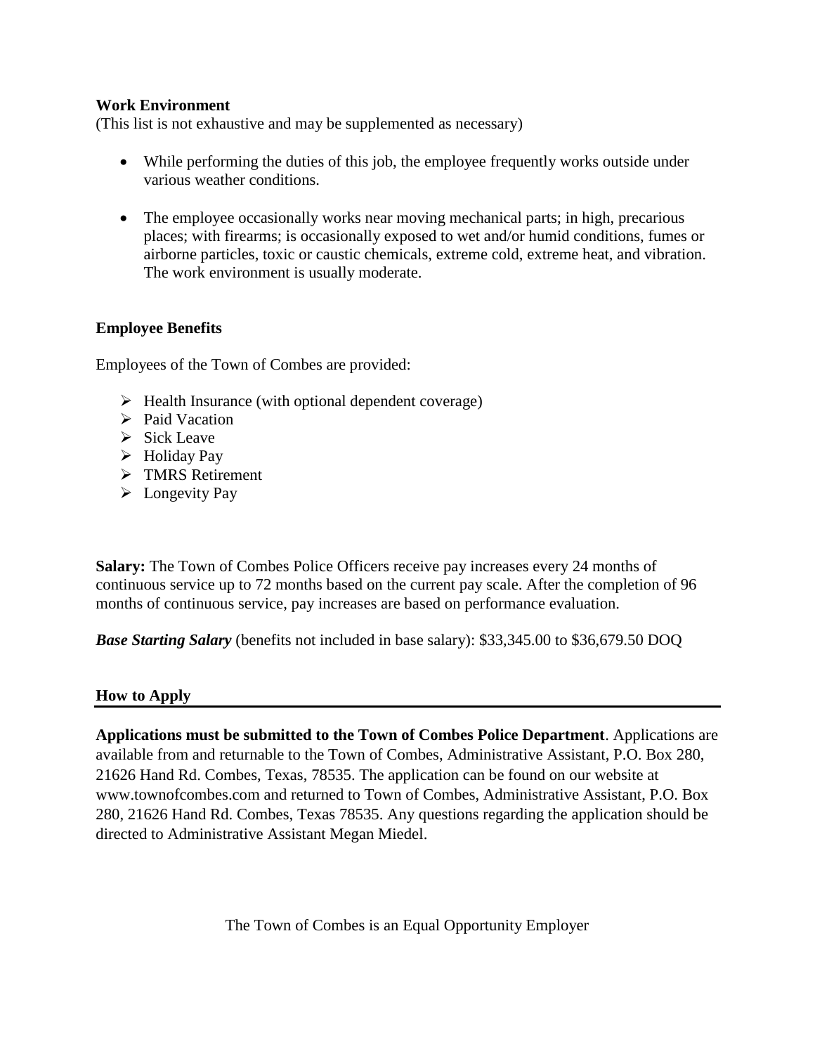**Work Environment**

(This list is not exhaustive and may be supplemented as necessary)

- While performing the duties of this job, the employee frequently works outside under various weather conditions.
- The employee occasionally works near moving mechanical parts; in high, precarious places; with firearms; is occasionally exposed to wet and/or humid conditions, fumes or airborne particles, toxic or caustic chemicals, extreme cold, extreme heat, and vibration. The work environment is usually moderate.

**Employee Benefits**

Employees of the Town of Combes are provided:

- Health Insurance (with optional dependent coverage)
- Paid Vacation
- Sick Leave
- Holiday Pay
- TMRS Retirement
- Longevity Pay

**Salary:** The Town of Combes Police Officers receive pay increases every 24 months of continuous service up to 72 months based on the current pay scale. After the completion of 96 months of continuous service, pay increases are based on performance evaluation.

***Base Starting Salary*** (benefits not included in base salary): $33,345.00 to $36,679.50 DOQ

**How to Apply**

**Applications must be submitted to the Town of Combes Police Department**. Applications are available from and returnable to the Town of Combes, Administrative Assistant, P.O. Box 280, 21626 Hand Rd. Combes, Texas, 78535. The application can be found on our website at www.townofcombes.com and returned to Town of Combes, Administrative Assistant, P.O. Box 280, 21626 Hand Rd. Combes, Texas 78535. Any questions regarding the application should be directed to Administrative Assistant Megan Miedel.

The Town of Combes is an Equal Opportunity Employer